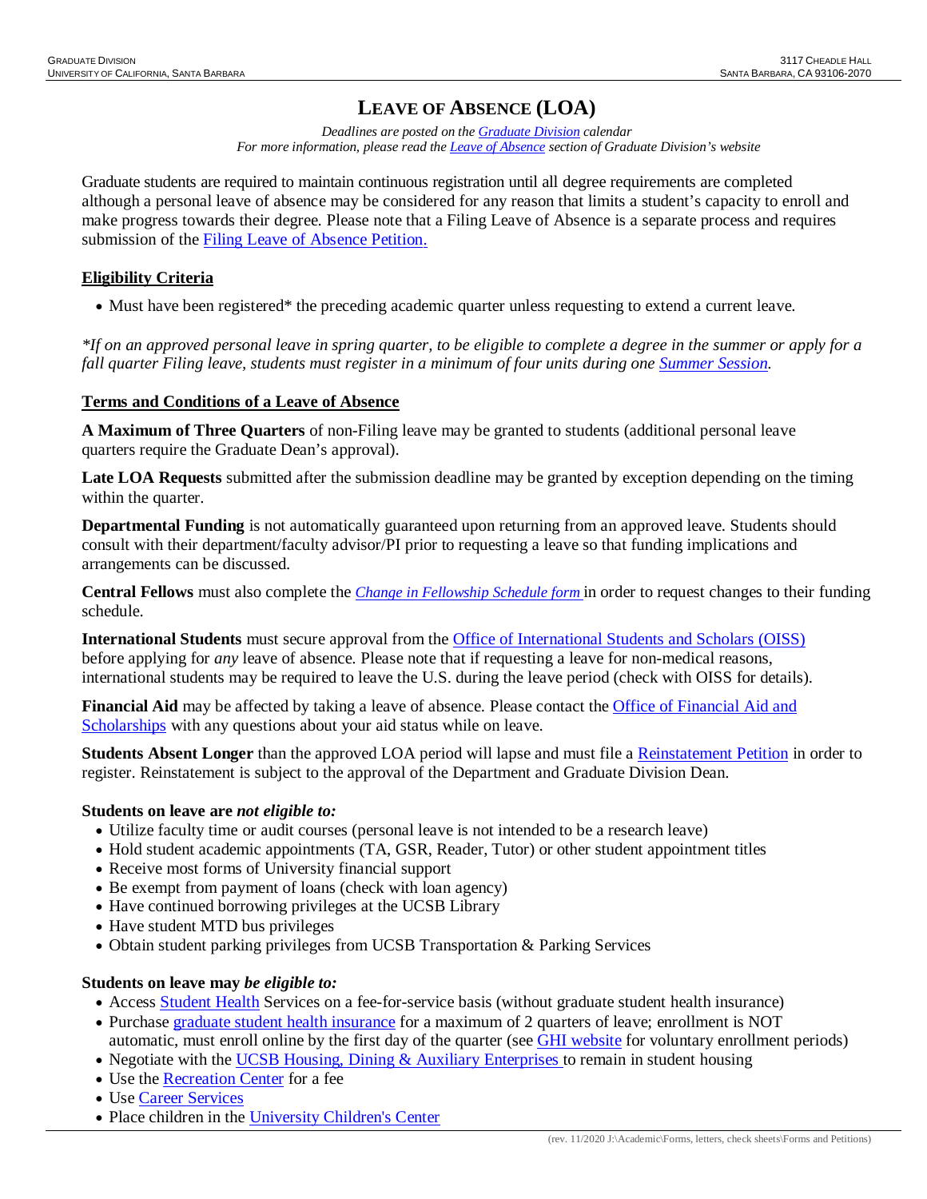# LEAVE OF ABSENCE (LOA)

*Deadlines are posted on the Graduate Division calendar*
*For more information, please read the Leave of Absence section of Graduate Division's website*

Graduate students are required to maintain continuous registration until all degree requirements are completed although a personal leave of absence may be considered for any reason that limits a student's capacity to enroll and make progress towards their degree. Please note that a Filing Leave of Absence is a separate process and requires submission of the Filing Leave of Absence Petition.

## Eligibility Criteria

- Must have been registered* the preceding academic quarter unless requesting to extend a current leave.

*\*If on an approved personal leave in spring quarter, to be eligible to complete a degree in the summer or apply for a fall quarter Filing leave, students must register in a minimum of four units during one Summer Session.*

## Terms and Conditions of a Leave of Absence

**A Maximum of Three Quarters** of non-Filing leave may be granted to students (additional personal leave quarters require the Graduate Dean's approval).

**Late LOA Requests** submitted after the submission deadline may be granted by exception depending on the timing within the quarter.

**Departmental Funding** is not automatically guaranteed upon returning from an approved leave. Students should consult with their department/faculty advisor/PI prior to requesting a leave so that funding implications and arrangements can be discussed.

**Central Fellows** must also complete the *Change in Fellowship Schedule form* in order to request changes to their funding schedule.

**International Students** must secure approval from the Office of International Students and Scholars (OISS) before applying for *any* leave of absence. Please note that if requesting a leave for non-medical reasons, international students may be required to leave the U.S. during the leave period (check with OISS for details).

**Financial Aid** may be affected by taking a leave of absence. Please contact the Office of Financial Aid and Scholarships with any questions about your aid status while on leave.

**Students Absent Longer** than the approved LOA period will lapse and must file a Reinstatement Petition in order to register. Reinstatement is subject to the approval of the Department and Graduate Division Dean.

### Students on leave are *not eligible to:*

- Utilize faculty time or audit courses (personal leave is not intended to be a research leave)
- Hold student academic appointments (TA, GSR, Reader, Tutor) or other student appointment titles
- Receive most forms of University financial support
- Be exempt from payment of loans (check with loan agency)
- Have continued borrowing privileges at the UCSB Library
- Have student MTD bus privileges
- Obtain student parking privileges from UCSB Transportation & Parking Services

### Students on leave may *be eligible to:*

- Access Student Health Services on a fee-for-service basis (without graduate student health insurance)
- Purchase graduate student health insurance for a maximum of 2 quarters of leave; enrollment is NOT automatic, must enroll online by the first day of the quarter (see GHI website for voluntary enrollment periods)
- Negotiate with the UCSB Housing, Dining & Auxiliary Enterprises to remain in student housing
- Use the Recreation Center for a fee
- Use Career Services
- Place children in the University Children's Center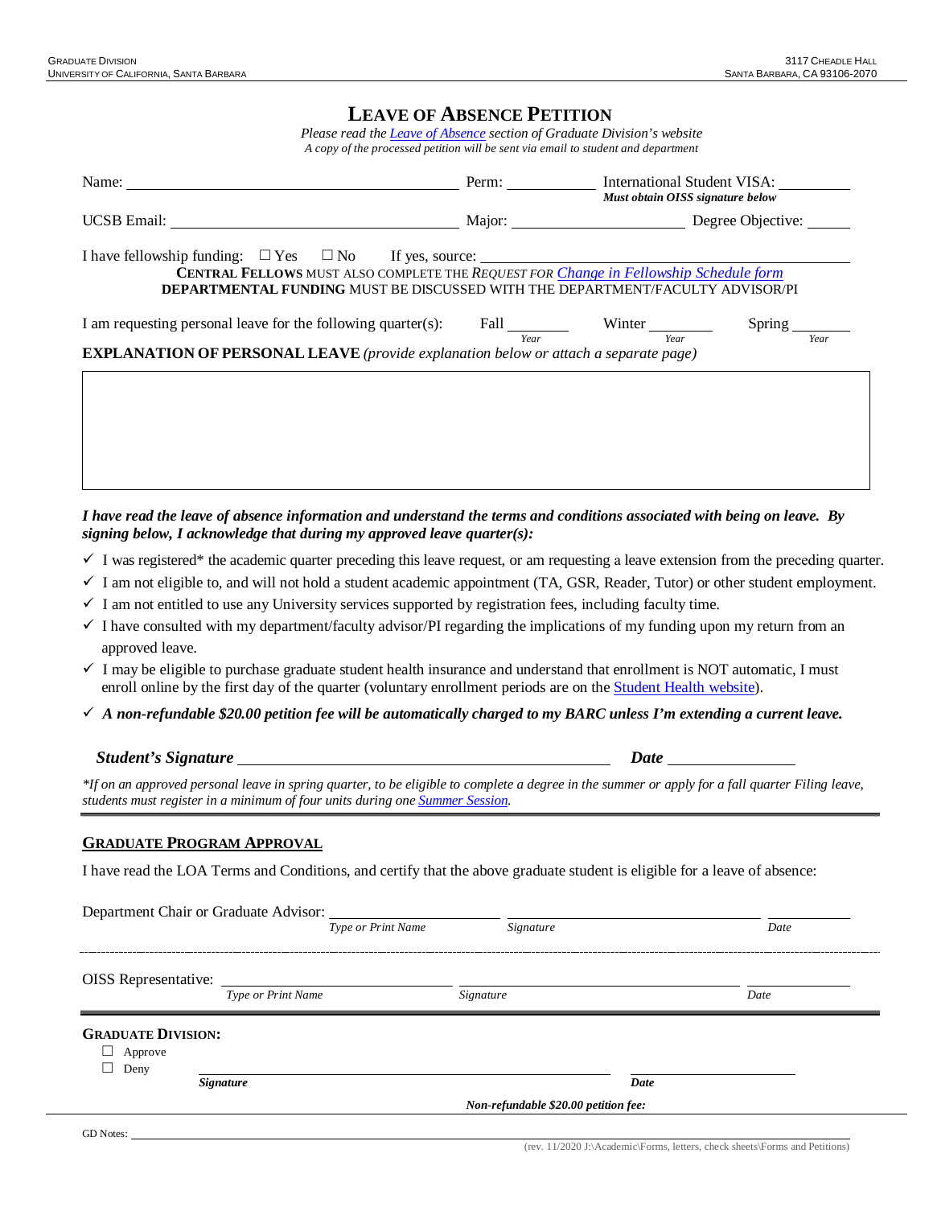# LEAVE OF ABSENCE PETITION

*Please read the Leave of Absence section of Graduate Division's website*
*A copy of the processed petition will be sent via email to student and department*

Name: ______________________ Perm: __________ International Student VISA: __________
*Must obtain OISS signature below*

UCSB Email: ______________________ Major: __________ Degree Objective: ______

I have fellowship funding: ☐ Yes ☐ No If yes, source: ______________________

**CENTRAL FELLOWS** MUST ALSO COMPLETE THE *REQUEST FOR Change in Fellowship Schedule form*
**DEPARTMENTAL FUNDING** MUST BE DISCUSSED WITH THE DEPARTMENT/FACULTY ADVISOR/PI

I am requesting personal leave for the following quarter(s): Fall ________ Winter ________ Spring ________
*Year* *Year* *Year*

**EXPLANATION OF PERSONAL LEAVE** *(provide explanation below or attach a separate page)*

| |
|---|
| |

***I have read the leave of absence information and understand the terms and conditions associated with being on leave. By signing below, I acknowledge that during my approved leave quarter(s):***

- ✓ I was registered* the academic quarter preceding this leave request, or am requesting a leave extension from the preceding quarter.
- ✓ I am not eligible to, and will not hold a student academic appointment (TA, GSR, Reader, Tutor) or other student employment.
- ✓ I am not entitled to use any University services supported by registration fees, including faculty time.
- ✓ I have consulted with my department/faculty advisor/PI regarding the implications of my funding upon my return from an approved leave.
- ✓ I may be eligible to purchase graduate student health insurance and understand that enrollment is NOT automatic, I must enroll online by the first day of the quarter (voluntary enrollment periods are on the Student Health website).
- ✓ ***A non-refundable $20.00 petition fee will be automatically charged to my BARC unless I'm extending a current leave.***

***Student's Signature*** ______________________ ***Date*** __________

*\*If on an approved personal leave in spring quarter, to be eligible to complete a degree in the summer or apply for a fall quarter Filing leave, students must register in a minimum of four units during one Summer Session.*

## GRADUATE PROGRAM APPROVAL

I have read the LOA Terms and Conditions, and certify that the above graduate student is eligible for a leave of absence:

Department Chair or Graduate Advisor: ______________ ______________ __________
*Type or Print Name* *Signature* *Date*

OISS Representative: ______________ ______________ __________
*Type or Print Name* *Signature* *Date*

**GRADUATE DIVISION:**

☐ Approve
☐ Deny

***Signature*** ______________________ ***Date*** __________

***Non-refundable $20.00 petition fee:***

GD Notes: ______________________

(rev. 11/2020 J:\Academic\Forms, letters, check sheets\Forms and Petitions)